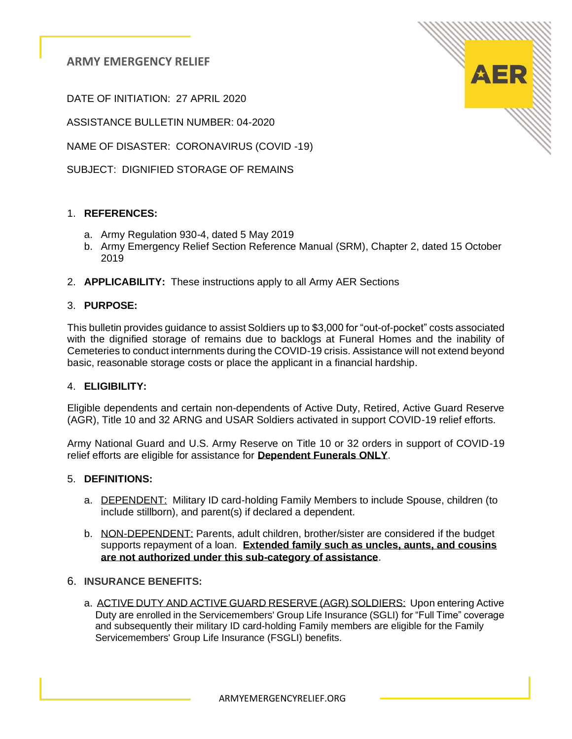# ARMY EMERGENCY RELIEF

DATE OF INITIATION: 27 APRIL 2020

ASSISTANCE BULLETIN NUMBER: 04-2020

NAME OF DISASTER: CORONAVIRUS (COVID -19)

SUBJECT: DIGNIFIED STORAGE OF REMAINS

1. **REFERENCES:**
   a. Army Regulation 930-4, dated 5 May 2019
   b. Army Emergency Relief Section Reference Manual (SRM), Chapter 2, dated 15 October 2019

2. **APPLICABILITY:** These instructions apply to all Army AER Sections

3. **PURPOSE:**

This bulletin provides guidance to assist Soldiers up to $3,000 for "out-of-pocket" costs associated with the dignified storage of remains due to backlogs at Funeral Homes and the inability of Cemeteries to conduct internments during the COVID-19 crisis. Assistance will not extend beyond basic, reasonable storage costs or place the applicant in a financial hardship.

4. **ELIGIBILITY:**

Eligible dependents and certain non-dependents of Active Duty, Retired, Active Guard Reserve (AGR), Title 10 and 32 ARNG and USAR Soldiers activated in support COVID-19 relief efforts.

Army National Guard and U.S. Army Reserve on Title 10 or 32 orders in support of COVID-19 relief efforts are eligible for assistance for **Dependent Funerals ONLY**.

5. **DEFINITIONS:**
   a. DEPENDENT: Military ID card-holding Family Members to include Spouse, children (to include stillborn), and parent(s) if declared a dependent.
   b. NON-DEPENDENT: Parents, adult children, brother/sister are considered if the budget supports repayment of a loan. **Extended family such as uncles, aunts, and cousins are not authorized under this sub-category of assistance**.

6. **INSURANCE BENEFITS:**
   a. ACTIVE DUTY AND ACTIVE GUARD RESERVE (AGR) SOLDIERS: Upon entering Active Duty are enrolled in the Servicemembers' Group Life Insurance (SGLI) for "Full Time" coverage and subsequently their military ID card-holding Family members are eligible for the Family Servicemembers' Group Life Insurance (FSGLI) benefits.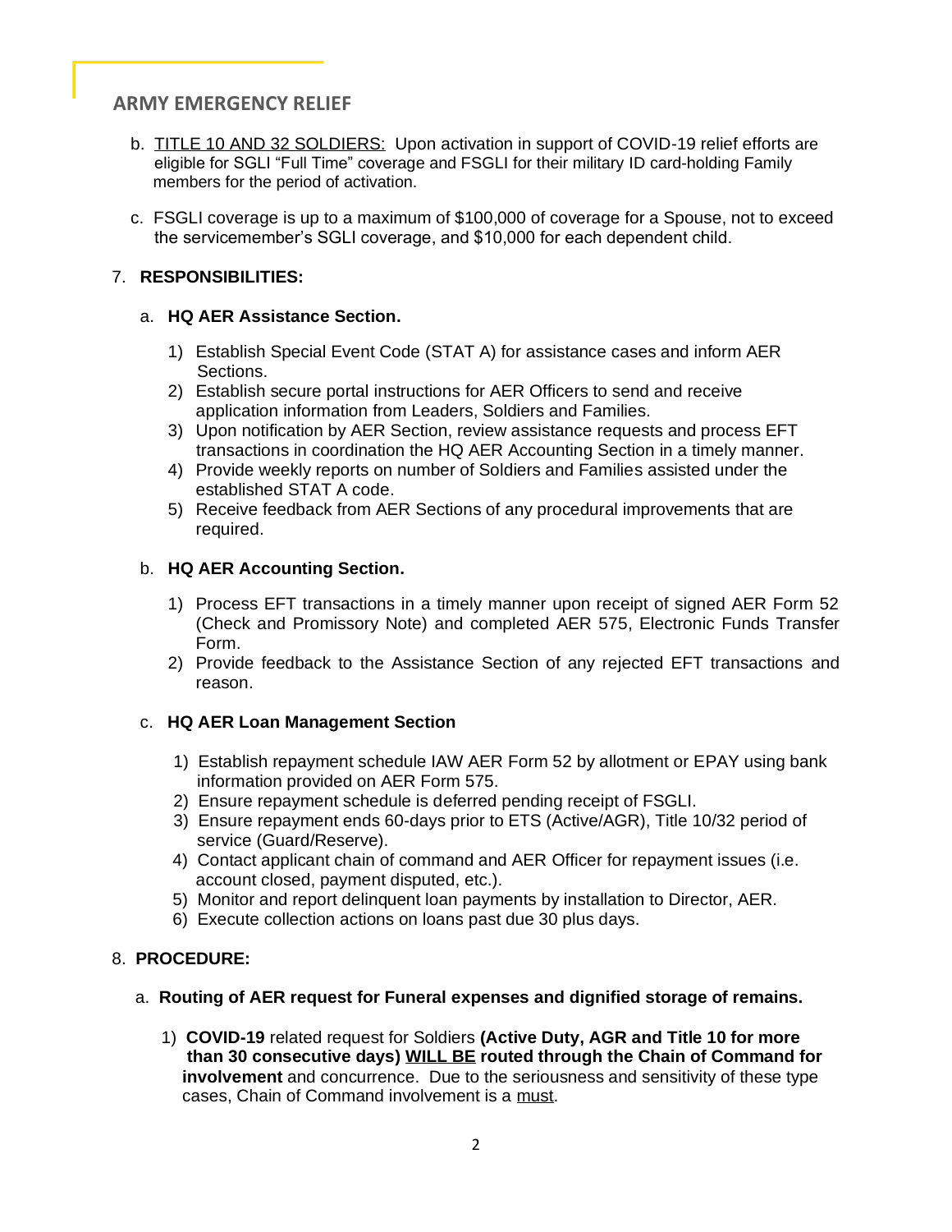b. <u>TITLE 10 AND 32 SOLDIERS:</u> Upon activation in support of COVID-19 relief efforts are eligible for SGLI "Full Time" coverage and FSGLI for their military ID card-holding Family members for the period of activation.

c. FSGLI coverage is up to a maximum of $100,000 of coverage for a Spouse, not to exceed the servicemember's SGLI coverage, and $10,000 for each dependent child.

7. **RESPONSIBILITIES:**

a. **HQ AER Assistance Section.**

1) Establish Special Event Code (STAT A) for assistance cases and inform AER Sections.
2) Establish secure portal instructions for AER Officers to send and receive application information from Leaders, Soldiers and Families.
3) Upon notification by AER Section, review assistance requests and process EFT transactions in coordination the HQ AER Accounting Section in a timely manner.
4) Provide weekly reports on number of Soldiers and Families assisted under the established STAT A code.
5) Receive feedback from AER Sections of any procedural improvements that are required.

b. **HQ AER Accounting Section.**

1) Process EFT transactions in a timely manner upon receipt of signed AER Form 52 (Check and Promissory Note) and completed AER 575, Electronic Funds Transfer Form.
2) Provide feedback to the Assistance Section of any rejected EFT transactions and reason.

c. **HQ AER Loan Management Section**

1) Establish repayment schedule IAW AER Form 52 by allotment or EPAY using bank information provided on AER Form 575.
2) Ensure repayment schedule is deferred pending receipt of FSGLI.
3) Ensure repayment ends 60-days prior to ETS (Active/AGR), Title 10/32 period of service (Guard/Reserve).
4) Contact applicant chain of command and AER Officer for repayment issues (i.e. account closed, payment disputed, etc.).
5) Monitor and report delinquent loan payments by installation to Director, AER.
6) Execute collection actions on loans past due 30 plus days.

8. **PROCEDURE:**

a. **Routing of AER request for Funeral expenses and dignified storage of remains.**

1) **COVID-19** related request for Soldiers **(Active Duty, AGR and Title 10 for more than 30 consecutive days) <u>WILL BE</u> routed through the Chain of Command for involvement** and concurrence. Due to the seriousness and sensitivity of these type cases, Chain of Command involvement is a <u>must</u>.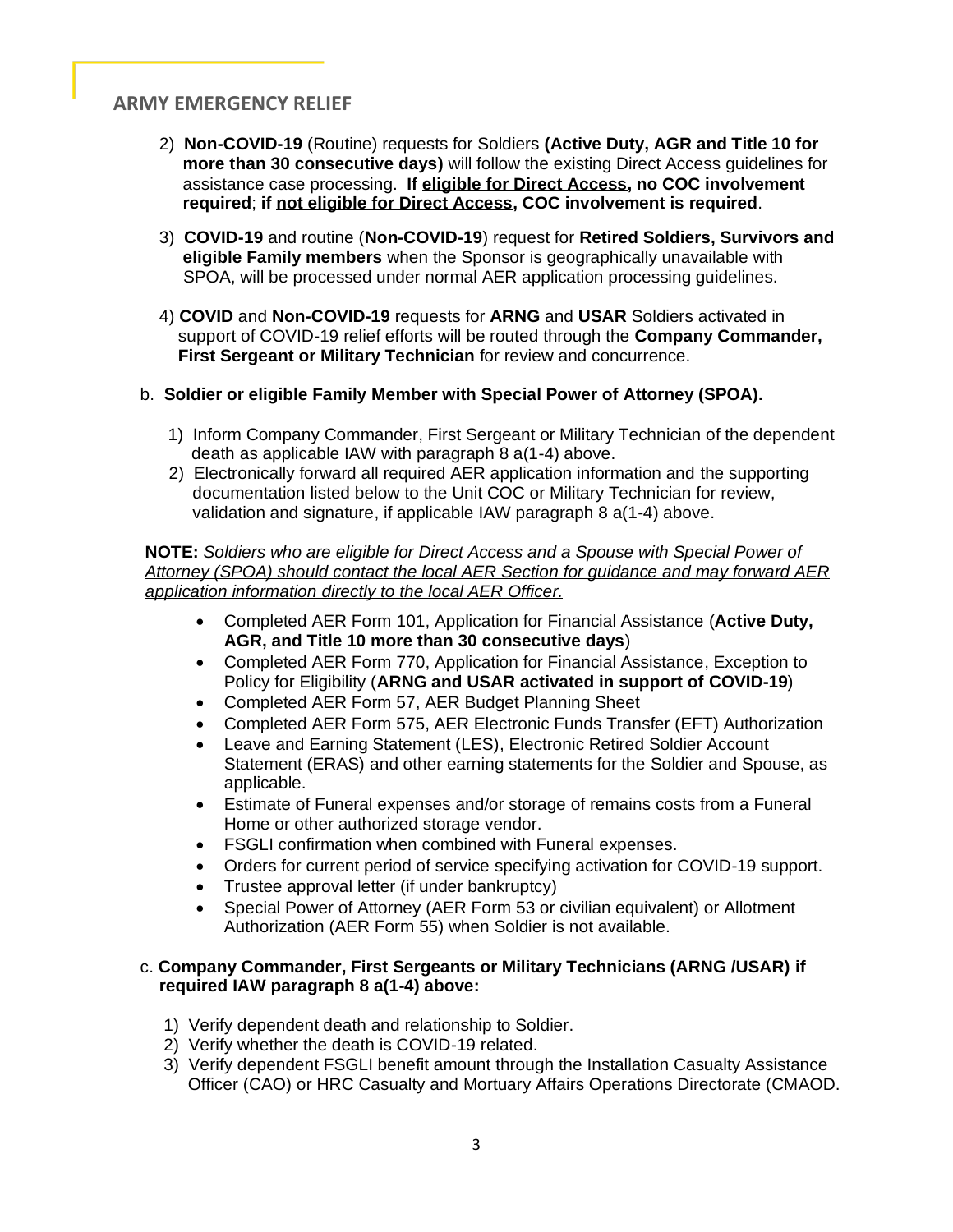2) **Non-COVID-19** (Routine) requests for Soldiers **(Active Duty, AGR and Title 10 for more than 30 consecutive days)** will follow the existing Direct Access guidelines for assistance case processing. **If <u>eligible for Direct Access</u>, no COC involvement required**; **if <u>not eligible for Direct Access</u>, COC involvement is required**.

3) **COVID-19** and routine (**Non-COVID-19**) request for **Retired Soldiers, Survivors and eligible Family members** when the Sponsor is geographically unavailable with SPOA, will be processed under normal AER application processing guidelines.

4) **COVID** and **Non-COVID-19** requests for **ARNG** and **USAR** Soldiers activated in support of COVID-19 relief efforts will be routed through the **Company Commander, First Sergeant or Military Technician** for review and concurrence.

b. **Soldier or eligible Family Member with Special Power of Attorney (SPOA).**

1) Inform Company Commander, First Sergeant or Military Technician of the dependent death as applicable IAW with paragraph 8 a(1-4) above.
2) Electronically forward all required AER application information and the supporting documentation listed below to the Unit COC or Military Technician for review, validation and signature, if applicable IAW paragraph 8 a(1-4) above.

**NOTE:** *<u>Soldiers who are eligible for Direct Access and a Spouse with Special Power of Attorney (SPOA) should contact the local AER Section for guidance and may forward AER application information directly to the local AER Officer.</u>*

- Completed AER Form 101, Application for Financial Assistance (**Active Duty, AGR, and Title 10 more than 30 consecutive days**)
- Completed AER Form 770, Application for Financial Assistance, Exception to Policy for Eligibility (**ARNG and USAR activated in support of COVID-19**)
- Completed AER Form 57, AER Budget Planning Sheet
- Completed AER Form 575, AER Electronic Funds Transfer (EFT) Authorization
- Leave and Earning Statement (LES), Electronic Retired Soldier Account Statement (ERAS) and other earning statements for the Soldier and Spouse, as applicable.
- Estimate of Funeral expenses and/or storage of remains costs from a Funeral Home or other authorized storage vendor.
- FSGLI confirmation when combined with Funeral expenses.
- Orders for current period of service specifying activation for COVID-19 support.
- Trustee approval letter (if under bankruptcy)
- Special Power of Attorney (AER Form 53 or civilian equivalent) or Allotment Authorization (AER Form 55) when Soldier is not available.

c. **Company Commander, First Sergeants or Military Technicians (ARNG /USAR) if required IAW paragraph 8 a(1-4) above:**

1) Verify dependent death and relationship to Soldier.
2) Verify whether the death is COVID-19 related.
3) Verify dependent FSGLI benefit amount through the Installation Casualty Assistance Officer (CAO) or HRC Casualty and Mortuary Affairs Operations Directorate (CMAOD.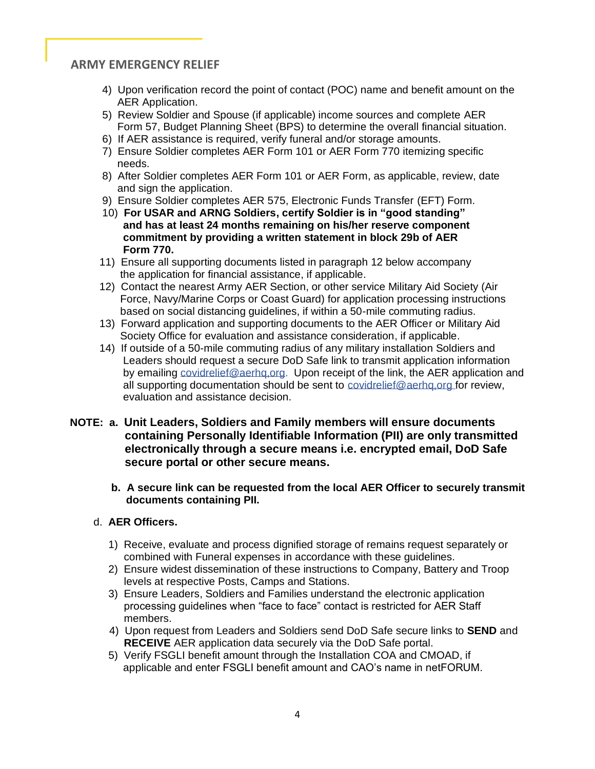4) Upon verification record the point of contact (POC) name and benefit amount on the AER Application.
5) Review Soldier and Spouse (if applicable) income sources and complete AER Form 57, Budget Planning Sheet (BPS) to determine the overall financial situation.
6) If AER assistance is required, verify funeral and/or storage amounts.
7) Ensure Soldier completes AER Form 101 or AER Form 770 itemizing specific needs.
8) After Soldier completes AER Form 101 or AER Form, as applicable, review, date and sign the application.
9) Ensure Soldier completes AER 575, Electronic Funds Transfer (EFT) Form.
10) **For USAR and ARNG Soldiers, certify Soldier is in "good standing" and has at least 24 months remaining on his/her reserve component commitment by providing a written statement in block 29b of AER Form 770.**
11) Ensure all supporting documents listed in paragraph 12 below accompany the application for financial assistance, if applicable.
12) Contact the nearest Army AER Section, or other service Military Aid Society (Air Force, Navy/Marine Corps or Coast Guard) for application processing instructions based on social distancing guidelines, if within a 50-mile commuting radius.
13) Forward application and supporting documents to the AER Officer or Military Aid Society Office for evaluation and assistance consideration, if applicable.
14) If outside of a 50-mile commuting radius of any military installation Soldiers and Leaders should request a secure DoD Safe link to transmit application information by emailing covidrelief@aerhq.org. Upon receipt of the link, the AER application and all supporting documentation should be sent to covidrelief@aerhq.org for review, evaluation and assistance decision.

**NOTE: a. Unit Leaders, Soldiers and Family members will ensure documents containing Personally Identifiable Information (PII) are only transmitted electronically through a secure means i.e. encrypted email, DoD Safe secure portal or other secure means.**

**b. A secure link can be requested from the local AER Officer to securely transmit documents containing PII.**

d. **AER Officers.**

1) Receive, evaluate and process dignified storage of remains request separately or combined with Funeral expenses in accordance with these guidelines.
2) Ensure widest dissemination of these instructions to Company, Battery and Troop levels at respective Posts, Camps and Stations.
3) Ensure Leaders, Soldiers and Families understand the electronic application processing guidelines when "face to face" contact is restricted for AER Staff members.
4) Upon request from Leaders and Soldiers send DoD Safe secure links to **SEND** and **RECEIVE** AER application data securely via the DoD Safe portal.
5) Verify FSGLI benefit amount through the Installation COA and CMOAD, if applicable and enter FSGLI benefit amount and CAO's name in netFORUM.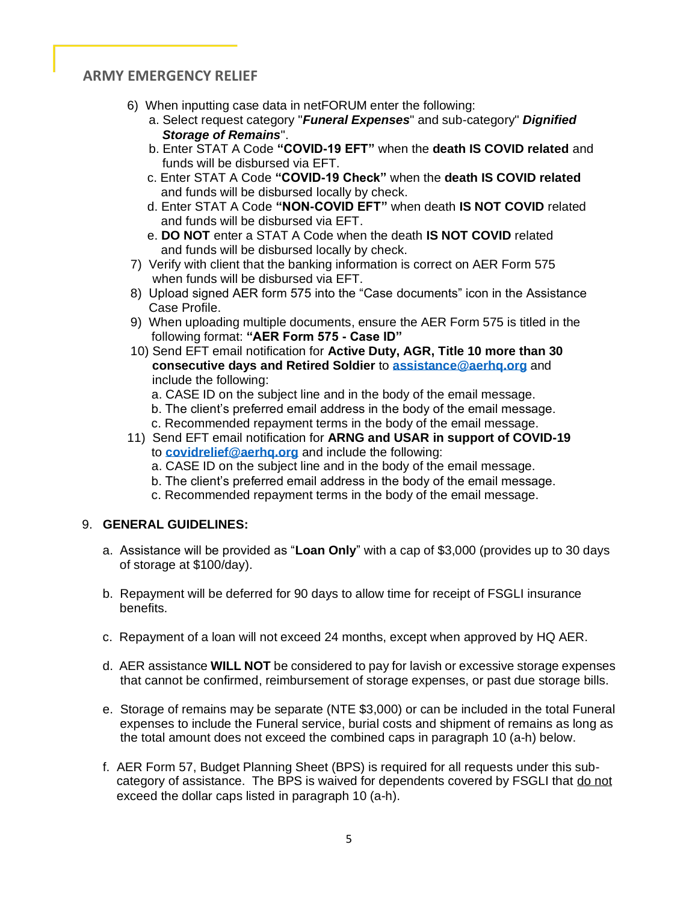6) When inputting case data in netFORUM enter the following:
   a. Select request category "***Funeral Expenses***" and sub-category" ***Dignified Storage of Remains***".
   b. Enter STAT A Code **"COVID-19 EFT"** when the **death IS COVID related** and funds will be disbursed via EFT.
   c. Enter STAT A Code **"COVID-19 Check"** when the **death IS COVID related** and funds will be disbursed locally by check.
   d. Enter STAT A Code **"NON-COVID EFT"** when death **IS NOT COVID** related and funds will be disbursed via EFT.
   e. **DO NOT** enter a STAT A Code when the death **IS NOT COVID** related and funds will be disbursed locally by check.
7) Verify with client that the banking information is correct on AER Form 575 when funds will be disbursed via EFT.
8) Upload signed AER form 575 into the "Case documents" icon in the Assistance Case Profile.
9) When uploading multiple documents, ensure the AER Form 575 is titled in the following format: **"AER Form 575 - Case ID"**
10) Send EFT email notification for **Active Duty, AGR, Title 10 more than 30 consecutive days and Retired Soldier** to **assistance@aerhq.org** and include the following:
    a. CASE ID on the subject line and in the body of the email message.
    b. The client's preferred email address in the body of the email message.
    c. Recommended repayment terms in the body of the email message.
11) Send EFT email notification for **ARNG and USAR in support of COVID-19** to **covidrelief@aerhq.org** and include the following:
    a. CASE ID on the subject line and in the body of the email message.
    b. The client's preferred email address in the body of the email message.
    c. Recommended repayment terms in the body of the email message.

9. **GENERAL GUIDELINES:**

   a. Assistance will be provided as "**Loan Only**" with a cap of $3,000 (provides up to 30 days of storage at $100/day).

   b. Repayment will be deferred for 90 days to allow time for receipt of FSGLI insurance benefits.

   c. Repayment of a loan will not exceed 24 months, except when approved by HQ AER.

   d. AER assistance **WILL NOT** be considered to pay for lavish or excessive storage expenses that cannot be confirmed, reimbursement of storage expenses, or past due storage bills.

   e. Storage of remains may be separate (NTE $3,000) or can be included in the total Funeral expenses to include the Funeral service, burial costs and shipment of remains as long as the total amount does not exceed the combined caps in paragraph 10 (a-h) below.

   f. AER Form 57, Budget Planning Sheet (BPS) is required for all requests under this sub-category of assistance. The BPS is waived for dependents covered by FSGLI that <u>do not</u> exceed the dollar caps listed in paragraph 10 (a-h).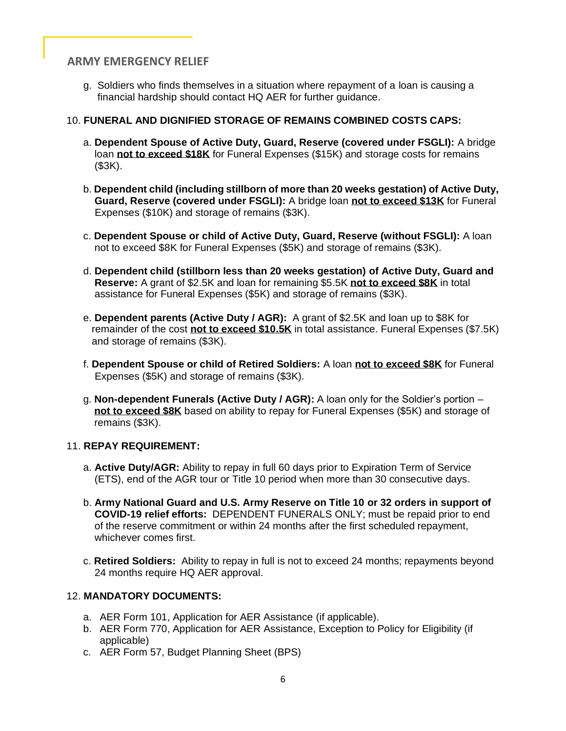g. Soldiers who finds themselves in a situation where repayment of a loan is causing a financial hardship should contact HQ AER for further guidance.

10. **FUNERAL AND DIGNIFIED STORAGE OF REMAINS COMBINED COSTS CAPS:**

a. **Dependent Spouse of Active Duty, Guard, Reserve (covered under FSGLI):** A bridge loan **<u>not to exceed $18K</u>** for Funeral Expenses ($15K) and storage costs for remains ($3K).

b. **Dependent child (including stillborn of more than 20 weeks gestation) of Active Duty, Guard, Reserve (covered under FSGLI):** A bridge loan **<u>not to exceed $13K</u>** for Funeral Expenses ($10K) and storage of remains ($3K).

c. **Dependent Spouse or child of Active Duty, Guard, Reserve (without FSGLI):** A loan not to exceed $8K for Funeral Expenses ($5K) and storage of remains ($3K).

d. **Dependent child (stillborn less than 20 weeks gestation) of Active Duty, Guard and Reserve:** A grant of $2.5K and loan for remaining $5.5K **<u>not to exceed $8K</u>** in total assistance for Funeral Expenses ($5K) and storage of remains ($3K).

e. **Dependent parents (Active Duty / AGR):** A grant of $2.5K and loan up to $8K for remainder of the cost **<u>not to exceed $10.5K</u>** in total assistance. Funeral Expenses ($7.5K) and storage of remains ($3K).

f. **Dependent Spouse or child of Retired Soldiers:** A loan **<u>not to exceed $8K</u>** for Funeral Expenses ($5K) and storage of remains ($3K).

g. **Non-dependent Funerals (Active Duty / AGR):** A loan only for the Soldier's portion – **<u>not to exceed $8K</u>** based on ability to repay for Funeral Expenses ($5K) and storage of remains ($3K).

11. **REPAY REQUIREMENT:**

a. **Active Duty/AGR:** Ability to repay in full 60 days prior to Expiration Term of Service (ETS), end of the AGR tour or Title 10 period when more than 30 consecutive days.

b. **Army National Guard and U.S. Army Reserve on Title 10 or 32 orders in support of COVID-19 relief efforts:** DEPENDENT FUNERALS ONLY; must be repaid prior to end of the reserve commitment or within 24 months after the first scheduled repayment, whichever comes first.

c. **Retired Soldiers:** Ability to repay in full is not to exceed 24 months; repayments beyond 24 months require HQ AER approval.

12. **MANDATORY DOCUMENTS:**

a. AER Form 101, Application for AER Assistance (if applicable).
b. AER Form 770, Application for AER Assistance, Exception to Policy for Eligibility (if applicable)
c. AER Form 57, Budget Planning Sheet (BPS)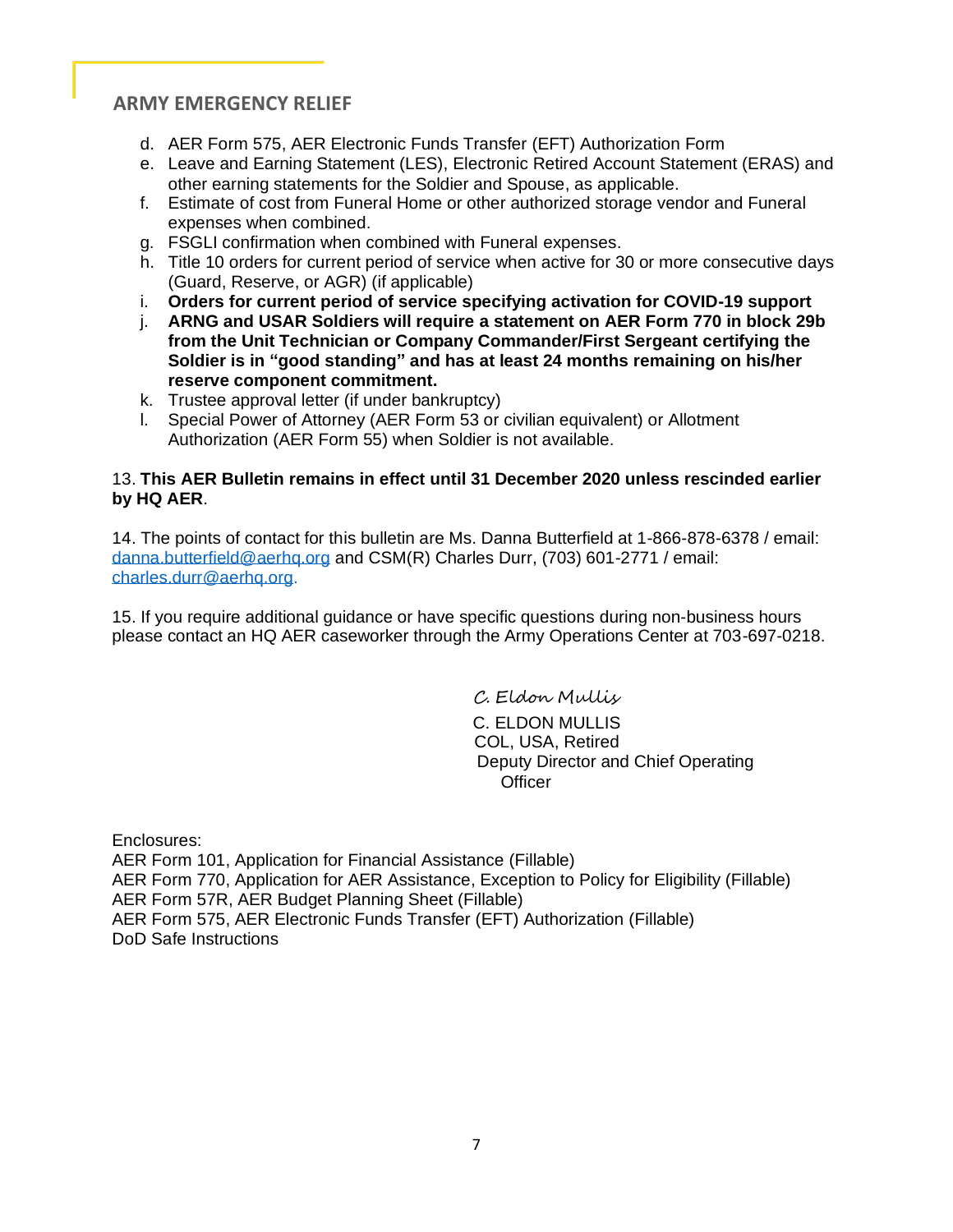d. AER Form 575, AER Electronic Funds Transfer (EFT) Authorization Form
e. Leave and Earning Statement (LES), Electronic Retired Account Statement (ERAS) and other earning statements for the Soldier and Spouse, as applicable.
f. Estimate of cost from Funeral Home or other authorized storage vendor and Funeral expenses when combined.
g. FSGLI confirmation when combined with Funeral expenses.
h. Title 10 orders for current period of service when active for 30 or more consecutive days (Guard, Reserve, or AGR) (if applicable)
i. **Orders for current period of service specifying activation for COVID-19 support**
j. **ARNG and USAR Soldiers will require a statement on AER Form 770 in block 29b from the Unit Technician or Company Commander/First Sergeant certifying the Soldier is in "good standing" and has at least 24 months remaining on his/her reserve component commitment.**
k. Trustee approval letter (if under bankruptcy)
l. Special Power of Attorney (AER Form 53 or civilian equivalent) or Allotment Authorization (AER Form 55) when Soldier is not available.

13. **This AER Bulletin remains in effect until 31 December 2020 unless rescinded earlier by HQ AER**.

14. The points of contact for this bulletin are Ms. Danna Butterfield at 1-866-878-6378 / email: danna.butterfield@aerhq.org and CSM(R) Charles Durr, (703) 601-2771 / email: charles.durr@aerhq.org.

15. If you require additional guidance or have specific questions during non-business hours please contact an HQ AER caseworker through the Army Operations Center at 703-697-0218.

*C. Eldon Mullis*

C. ELDON MULLIS
COL, USA, Retired
Deputy Director and Chief Operating Officer

Enclosures:
AER Form 101, Application for Financial Assistance (Fillable)
AER Form 770, Application for AER Assistance, Exception to Policy for Eligibility (Fillable)
AER Form 57R, AER Budget Planning Sheet (Fillable)
AER Form 575, AER Electronic Funds Transfer (EFT) Authorization (Fillable)
DoD Safe Instructions